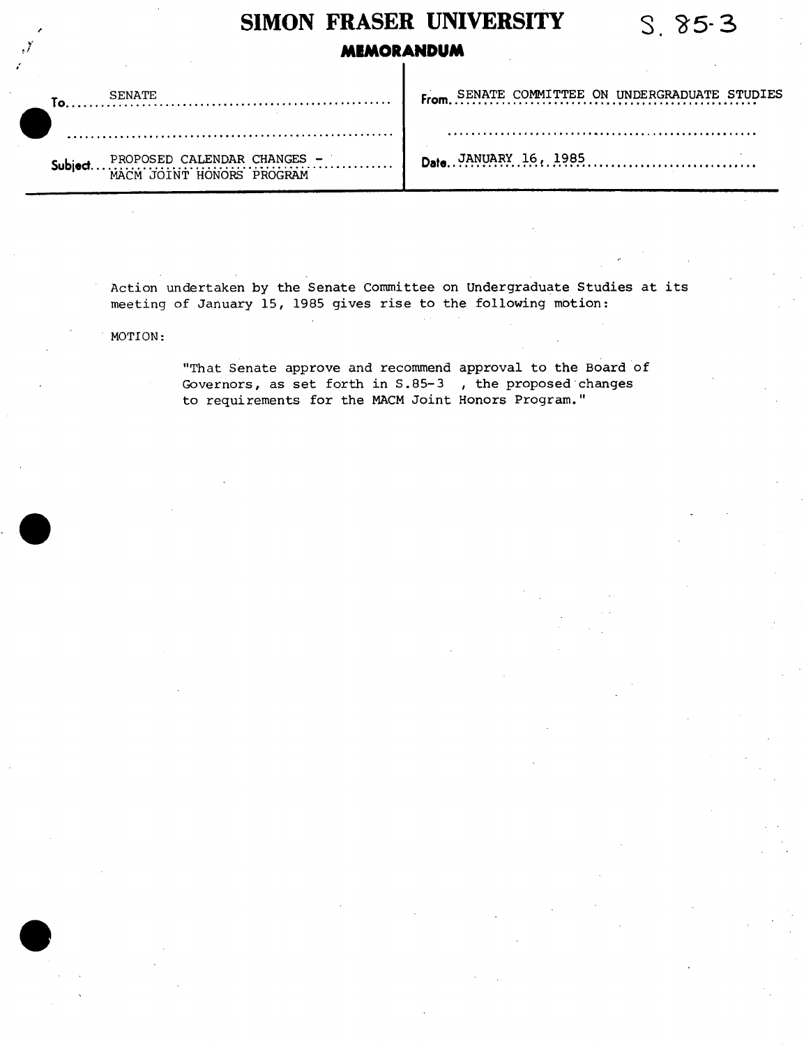# SIMON FRASER UNIVERSITY

S. 85-3

## MEMORANDUM

| | |
|---|---|
| To: SENATE | From: SENATE COMMITTEE ON UNDERGRADUATE STUDIES |
| Subject: PROPOSED CALENDAR CHANGES - MACM JOINT HONORS PROGRAM | Date: JANUARY 16, 1985 |

Action undertaken by the Senate Committee on Undergraduate Studies at its meeting of January 15, 1985 gives rise to the following motion:

MOTION:

> "That Senate approve and recommend approval to the Board of Governors, as set forth in S.85-3 , the proposed changes to requirements for the MACM Joint Honors Program."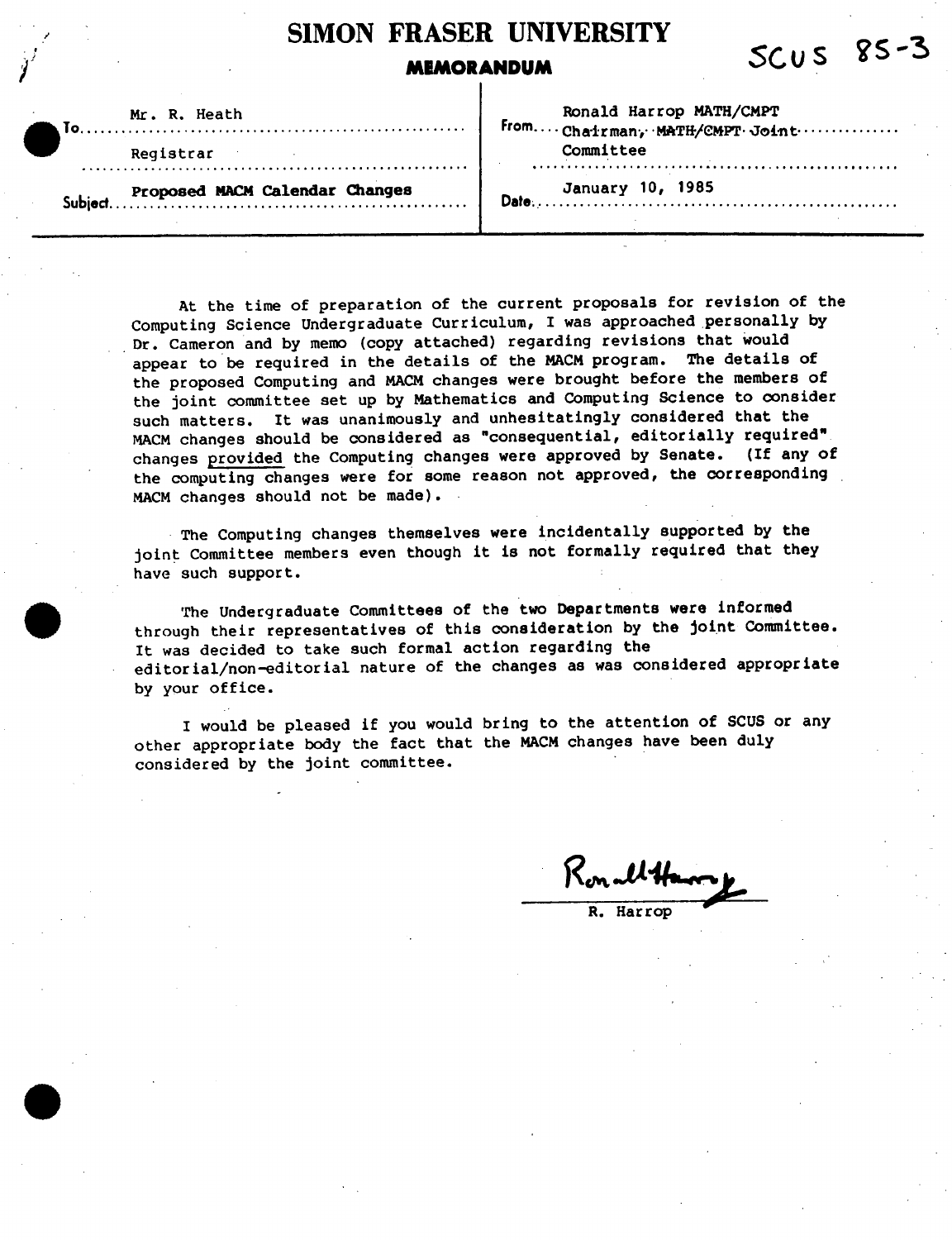# SIMON FRASER UNIVERSITY

**MEMORANDUM**

SCUS 85-3

| | |
|---|---|
| To: Mr. R. Heath, Registrar | From: Ronald Harrop MATH/CMPT, Chairman, MATH/CMPT Joint Committee |
| Subject: Proposed MACM Calendar Changes | Date: January 10, 1985 |

At the time of preparation of the current proposals for revision of the Computing Science Undergraduate Curriculum, I was approached personally by Dr. Cameron and by memo (copy attached) regarding revisions that would appear to be required in the details of the MACM program. The details of the proposed Computing and MACM changes were brought before the members of the joint committee set up by Mathematics and Computing Science to consider such matters. It was unanimously and unhesitatingly considered that the MACM changes should be considered as "consequential, editorially required" changes provided the Computing changes were approved by Senate. (If any of the computing changes were for some reason not approved, the corresponding MACM changes should not be made).

The Computing changes themselves were incidentally supported by the joint Committee members even though it is not formally required that they have such support.

The Undergraduate Committees of the two Departments were informed through their representatives of this consideration by the joint Committee. It was decided to take such formal action regarding the editorial/non-editorial nature of the changes as was considered appropriate by your office.

I would be pleased if you would bring to the attention of SCUS or any other appropriate body the fact that the MACM changes have been duly considered by the joint committee.

Ronald Harrop

R. Harrop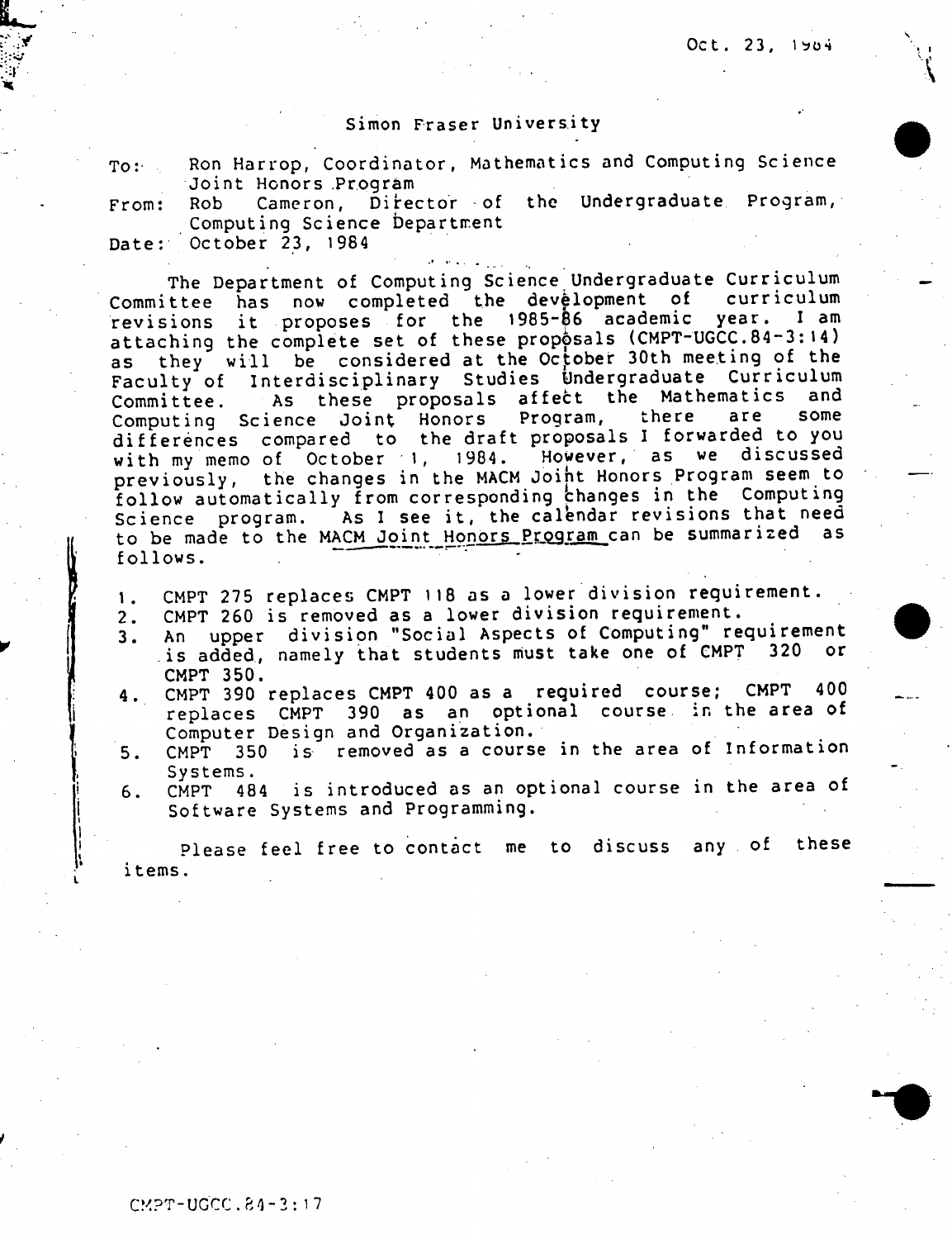Oct. 23, 1984

Simon Fraser University

To: Ron Harrop, Coordinator, Mathematics and Computing Science Joint Honors Program
From: Rob Cameron, Director of the Undergraduate Program, Computing Science Department
Date: October 23, 1984

The Department of Computing Science Undergraduate Curriculum Committee has now completed the development of curriculum revisions it proposes for the 1985-86 academic year. I am attaching the complete set of these proposals (CMPT-UGCC.84-3:14) as they will be considered at the October 30th meeting of the Faculty of Interdisciplinary Studies Undergraduate Curriculum Committee. As these proposals affect the Mathematics and Computing Science Joint Honors Program, there are some differences compared to the draft proposals I forwarded to you with my memo of October 1, 1984. However, as we discussed previously, the changes in the MACM Joint Honors Program seem to follow automatically from corresponding changes in the Computing Science program. As I see it, the calendar revisions that need to be made to the MACM Joint Honors Program can be summarized as follows.

1. CMPT 275 replaces CMPT 118 as a lower division requirement.
2. CMPT 260 is removed as a lower division requirement.
3. An upper division "Social Aspects of Computing" requirement is added, namely that students must take one of CMPT 320 or CMPT 350.
4. CMPT 390 replaces CMPT 400 as a required course; CMPT 400 replaces CMPT 390 as an optional course in the area of Computer Design and Organization.
5. CMPT 350 is removed as a course in the area of Information Systems.
6. CMPT 484 is introduced as an optional course in the area of Software Systems and Programming.

Please feel free to contact me to discuss any of these items.

CMPT-UGCC.84-3:17